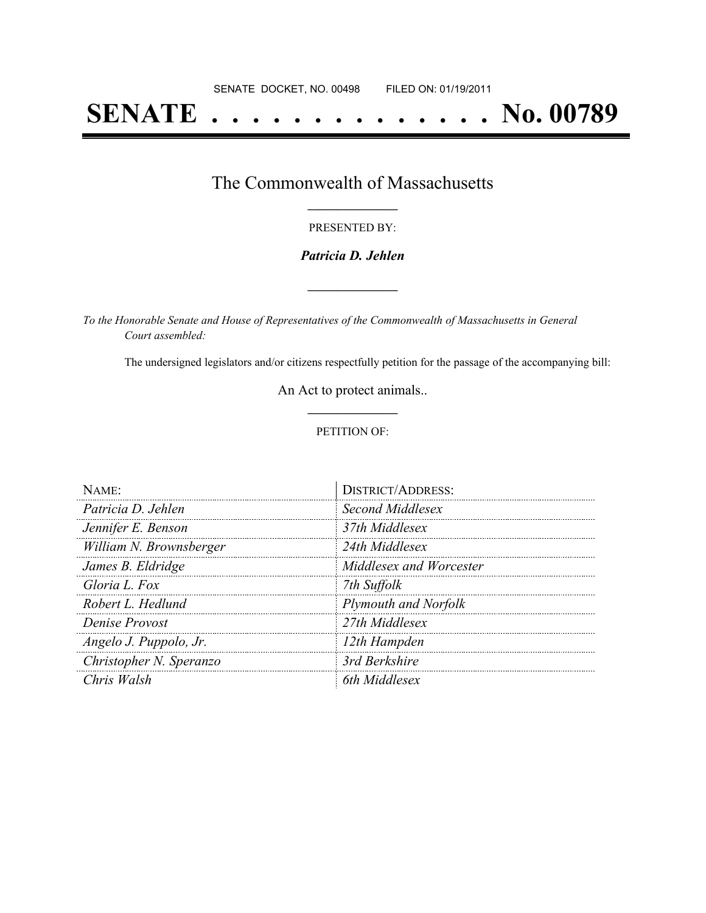SENATE DOCKET, NO. 00498        FILED ON: 01/19/2011

# SENATE . . . . . . . . . . . . . . No. 00789

## The Commonwealth of Massachusetts

PRESENTED BY:

***Patricia D. Jehlen***

*To the Honorable Senate and House of Representatives of the Commonwealth of Massachusetts in General Court assembled:*

The undersigned legislators and/or citizens respectfully petition for the passage of the accompanying bill:

An Act to protect animals..

PETITION OF:

| NAME: | DISTRICT/ADDRESS: |
|---|---|
| *Patricia D. Jehlen* | *Second Middlesex* |
| *Jennifer E. Benson* | *37th Middlesex* |
| *William N. Brownsberger* | *24th Middlesex* |
| *James B. Eldridge* | *Middlesex and Worcester* |
| *Gloria L. Fox* | *7th Suffolk* |
| *Robert L. Hedlund* | *Plymouth and Norfolk* |
| *Denise Provost* | *27th Middlesex* |
| *Angelo J. Puppolo, Jr.* | *12th Hampden* |
| *Christopher N. Speranzo* | *3rd Berkshire* |
| *Chris Walsh* | *6th Middlesex* |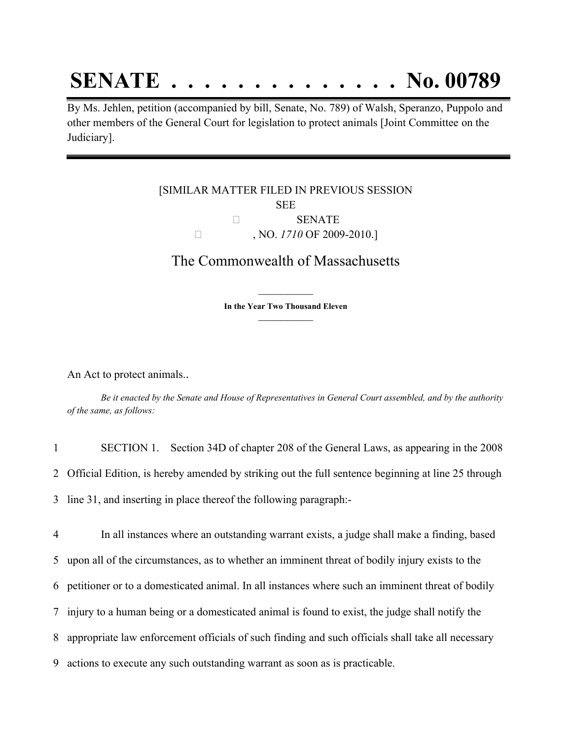# SENATE . . . . . . . . . . . . . . No. 00789

By Ms. Jehlen, petition (accompanied by bill, Senate, No. 789) of Walsh, Speranzo, Puppolo and other members of the General Court for legislation to protect animals [Joint Committee on the Judiciary].

---

[SIMILAR MATTER FILED IN PREVIOUS SESSION
SEE
SENATE
, NO. *1710* OF 2009-2010.]

## The Commonwealth of Massachusetts

**In the Year Two Thousand Eleven**

An Act to protect animals..

*Be it enacted by the Senate and House of Representatives in General Court assembled, and by the authority of the same, as follows:*

1 SECTION 1. Section 34D of chapter 208 of the General Laws, as appearing in the 2008
2 Official Edition, is hereby amended by striking out the full sentence beginning at line 25 through
3 line 31, and inserting in place thereof the following paragraph:-

4 In all instances where an outstanding warrant exists, a judge shall make a finding, based
5 upon all of the circumstances, as to whether an imminent threat of bodily injury exists to the
6 petitioner or to a domesticated animal. In all instances where such an imminent threat of bodily
7 injury to a human being or a domesticated animal is found to exist, the judge shall notify the
8 appropriate law enforcement officials of such finding and such officials shall take all necessary
9 actions to execute any such outstanding warrant as soon as is practicable.